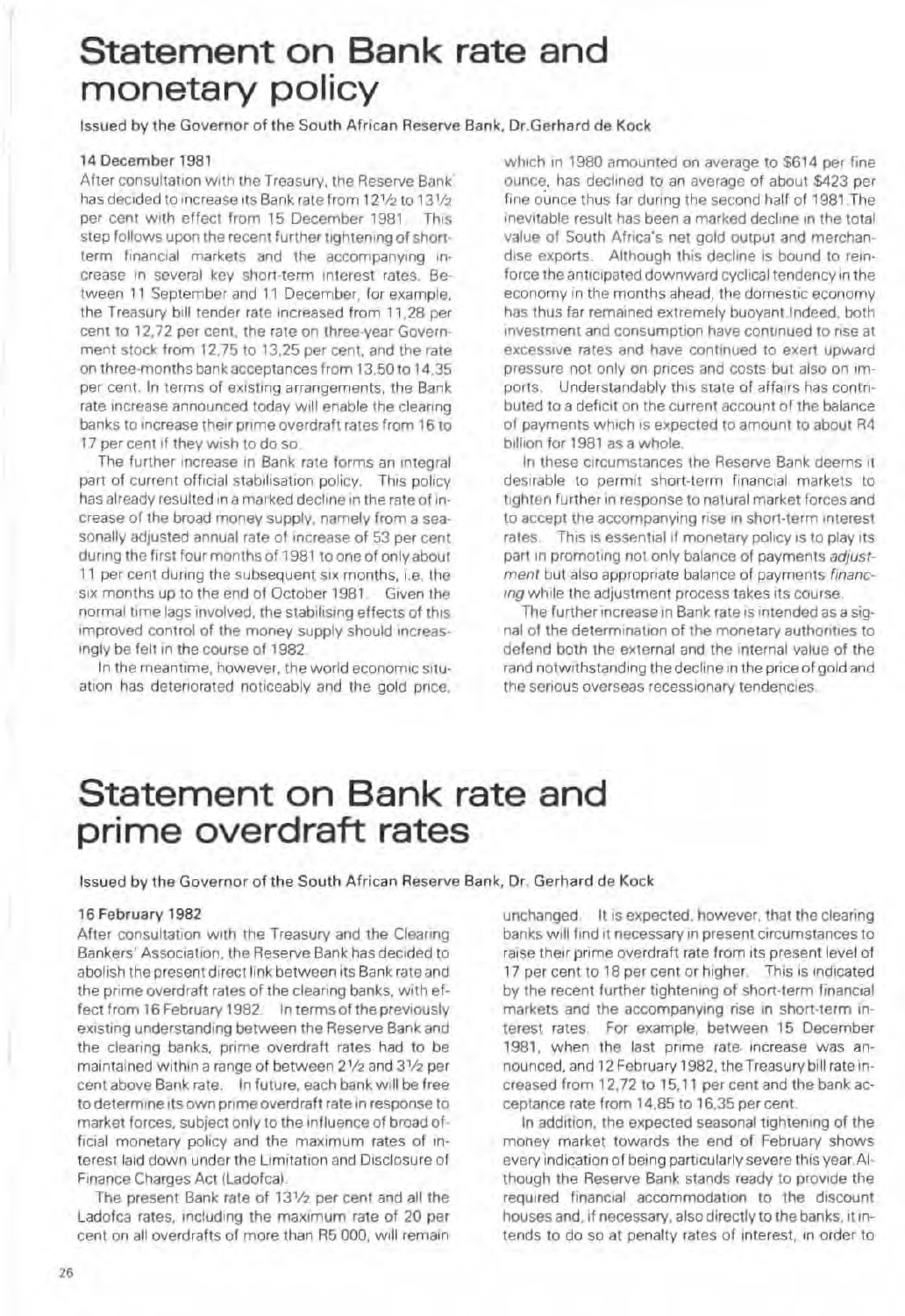# Statement on Bank rate and monetary policy

Issued by the Governor of the South African Reserve Bank, Dr. Gerhard de Kock

**14 December 1981**

After consultation with the Treasury, the Reserve Bank has decided to increase its Bank rate from 12½ to 13½ per cent with effect from 15 December 1981. This step follows upon the recent further tightening of short-term financial markets and the accompanying increase in several key short-term interest rates. Between 11 September and 11 December, for example, the Treasury bill tender rate increased from 11,28 per cent to 12,72 per cent, the rate on three-year Government stock from 12,75 to 13,25 per cent, and the rate on three-months bank acceptances from 13,50 to 14,35 per cent. In terms of existing arrangements, the Bank rate increase announced today will enable the clearing banks to increase their prime overdraft rates from 16 to 17 per cent if they wish to do so.

The further increase in Bank rate forms an integral part of current official stabilisation policy. This policy has already resulted in a marked decline in the rate of increase of the broad money supply, namely from a seasonally adjusted annual rate of increase of 53 per cent during the first four months of 1981 to one of only about 11 per cent during the subsequent six months, i.e. the six months up to the end of October 1981. Given the normal time lags involved, the stabilising effects of this improved control of the money supply should increasingly be felt in the course of 1982.

In the meantime, however, the world economic situation has deteriorated noticeably and the gold price, which in 1980 amounted on average to $614 per fine ounce, has declined to an average of about $423 per fine ounce thus far during the second half of 1981. The inevitable result has been a marked decline in the total value of South Africa's net gold output and merchandise exports. Although this decline is bound to reinforce the anticipated downward cyclical tendency in the economy in the months ahead, the domestic economy has thus far remained extremely buoyant. Indeed, both investment and consumption have continued to rise at excessive rates and have continued to exert upward pressure not only on prices and costs but also on imports. Understandably this state of affairs has contributed to a deficit on the current account of the balance of payments which is expected to amount to about R4 billion for 1981 as a whole.

In these circumstances the Reserve Bank deems it desirable to permit short-term financial markets to tighten further in response to natural market forces and to accept the accompanying rise in short-term interest rates. This is essential if monetary policy is to play its part in promoting not only balance of payments *adjustment* but also appropriate balance of payments *financing* while the adjustment process takes its course.

The further increase in Bank rate is intended as a signal of the determination of the monetary authorities to defend both the external and the internal value of the rand notwithstanding the decline in the price of gold and the serious overseas recessionary tendencies.

# Statement on Bank rate and prime overdraft rates

Issued by the Governor of the South African Reserve Bank, Dr. Gerhard de Kock

**16 February 1982**

After consultation with the Treasury and the Clearing Bankers' Association, the Reserve Bank has decided to abolish the present direct link between its Bank rate and the prime overdraft rates of the clearing banks, with effect from 16 February 1982. In terms of the previously existing understanding between the Reserve Bank and the clearing banks, prime overdraft rates had to be maintained within a range of between 2½ and 3½ per cent above Bank rate. In future, each bank will be free to determine its own prime overdraft rate in response to market forces, subject only to the influence of broad official monetary policy and the maximum rates of interest laid down under the Limitation and Disclosure of Finance Charges Act (Ladofca).

The present Bank rate of 13½ per cent and all the Ladofca rates, including the maximum rate of 20 per cent on all overdrafts of more than R5 000, will remain unchanged. It is expected, however, that the clearing banks will find it necessary in present circumstances to raise their prime overdraft rate from its present level of 17 per cent to 18 per cent or higher. This is indicated by the recent further tightening of short-term financial markets and the accompanying rise in short-term interest rates. For example, between 15 December 1981, when the last prime rate increase was announced, and 12 February 1982, the Treasury bill rate increased from 12,72 to 15,11 per cent and the bank acceptance rate from 14,85 to 16,35 per cent.

In addition, the expected seasonal tightening of the money market towards the end of February shows every indication of being particularly severe this year. Although the Reserve Bank stands ready to provide the required financial accommodation to the discount houses and, if necessary, also directly to the banks, it intends to do so at penalty rates of interest, in order to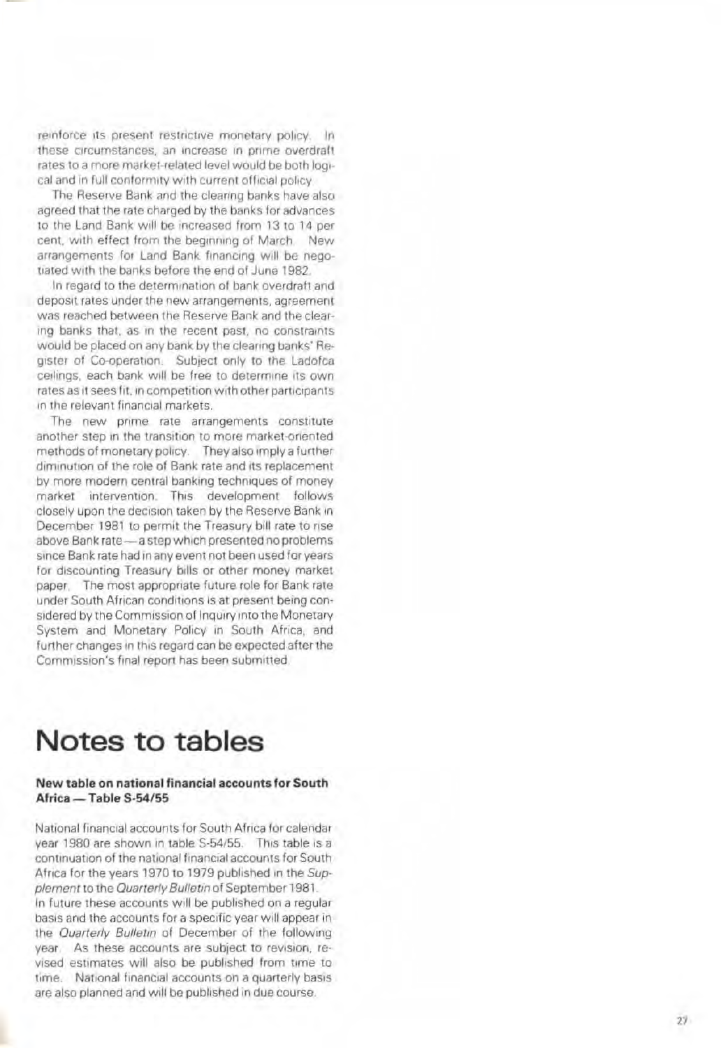reinforce its present restrictive monetary policy. In these circumstances, an increase in prime overdraft rates to a more market-related level would be both logical and in full conformity with current official policy.

The Reserve Bank and the clearing banks have also agreed that the rate charged by the banks for advances to the Land Bank will be increased from 13 to 14 per cent, with effect from the beginning of March. New arrangements for Land Bank financing will be negotiated with the banks before the end of June 1982.

In regard to the determination of bank overdraft and deposit rates under the new arrangements, agreement was reached between the Reserve Bank and the clearing banks that, as in the recent past, no constraints would be placed on any bank by the clearing banks' Register of Co-operation. Subject only to the Ladofca ceilings, each bank will be free to determine its own rates as it sees fit, in competition with other participants in the relevant financial markets.

The new prime rate arrangements constitute another step in the transition to more market-oriented methods of monetary policy. They also imply a further diminution of the role of Bank rate and its replacement by more modern central banking techniques of money market intervention. This development follows closely upon the decision taken by the Reserve Bank in December 1981 to permit the Treasury bill rate to rise above Bank rate — a step which presented no problems since Bank rate had in any event not been used for years for discounting Treasury bills or other money market paper. The most appropriate future role for Bank rate under South African conditions is at present being considered by the Commission of Inquiry into the Monetary System and Monetary Policy in South Africa, and further changes in this regard can be expected after the Commission's final report has been submitted.

# Notes to tables

### New table on national financial accounts for South Africa — Table S-54/55

National financial accounts for South Africa for calendar year 1980 are shown in table S-54/55. This table is a continuation of the national financial accounts for South Africa for the years 1970 to 1979 published in the *Supplement* to the *Quarterly Bulletin* of September 1981. In future these accounts will be published on a regular basis and the accounts for a specific year will appear in the *Quarterly Bulletin* of December of the following year. As these accounts are subject to revision, revised estimates will also be published from time to time. National financial accounts on a quarterly basis are also planned and will be published in due course.